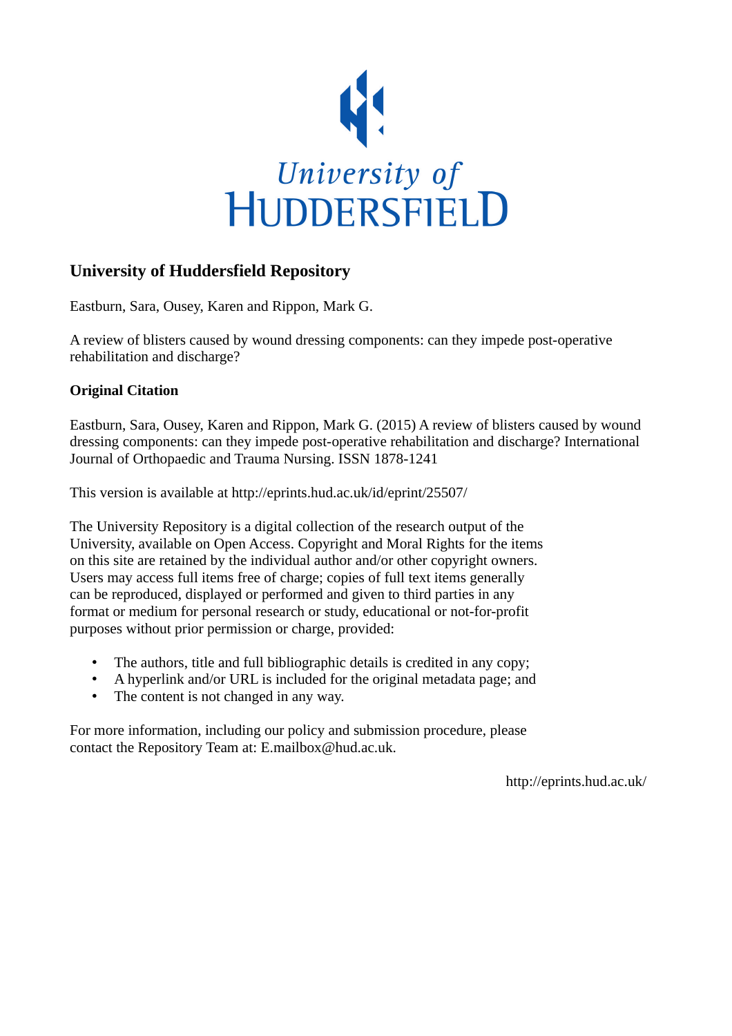University of HUDDERSFIELD

# University of Huddersfield Repository

Eastburn, Sara, Ousey, Karen and Rippon, Mark G.

A review of blisters caused by wound dressing components: can they impede post-operative rehabilitation and discharge?

## Original Citation

Eastburn, Sara, Ousey, Karen and Rippon, Mark G. (2015) A review of blisters caused by wound dressing components: can they impede post-operative rehabilitation and discharge? International Journal of Orthopaedic and Trauma Nursing. ISSN 1878-1241

This version is available at http://eprints.hud.ac.uk/id/eprint/25507/

The University Repository is a digital collection of the research output of the University, available on Open Access. Copyright and Moral Rights for the items on this site are retained by the individual author and/or other copyright owners. Users may access full items free of charge; copies of full text items generally can be reproduced, displayed or performed and given to third parties in any format or medium for personal research or study, educational or not-for-profit purposes without prior permission or charge, provided:

- The authors, title and full bibliographic details is credited in any copy;
- A hyperlink and/or URL is included for the original metadata page; and
- The content is not changed in any way.

For more information, including our policy and submission procedure, please contact the Repository Team at: E.mailbox@hud.ac.uk.

http://eprints.hud.ac.uk/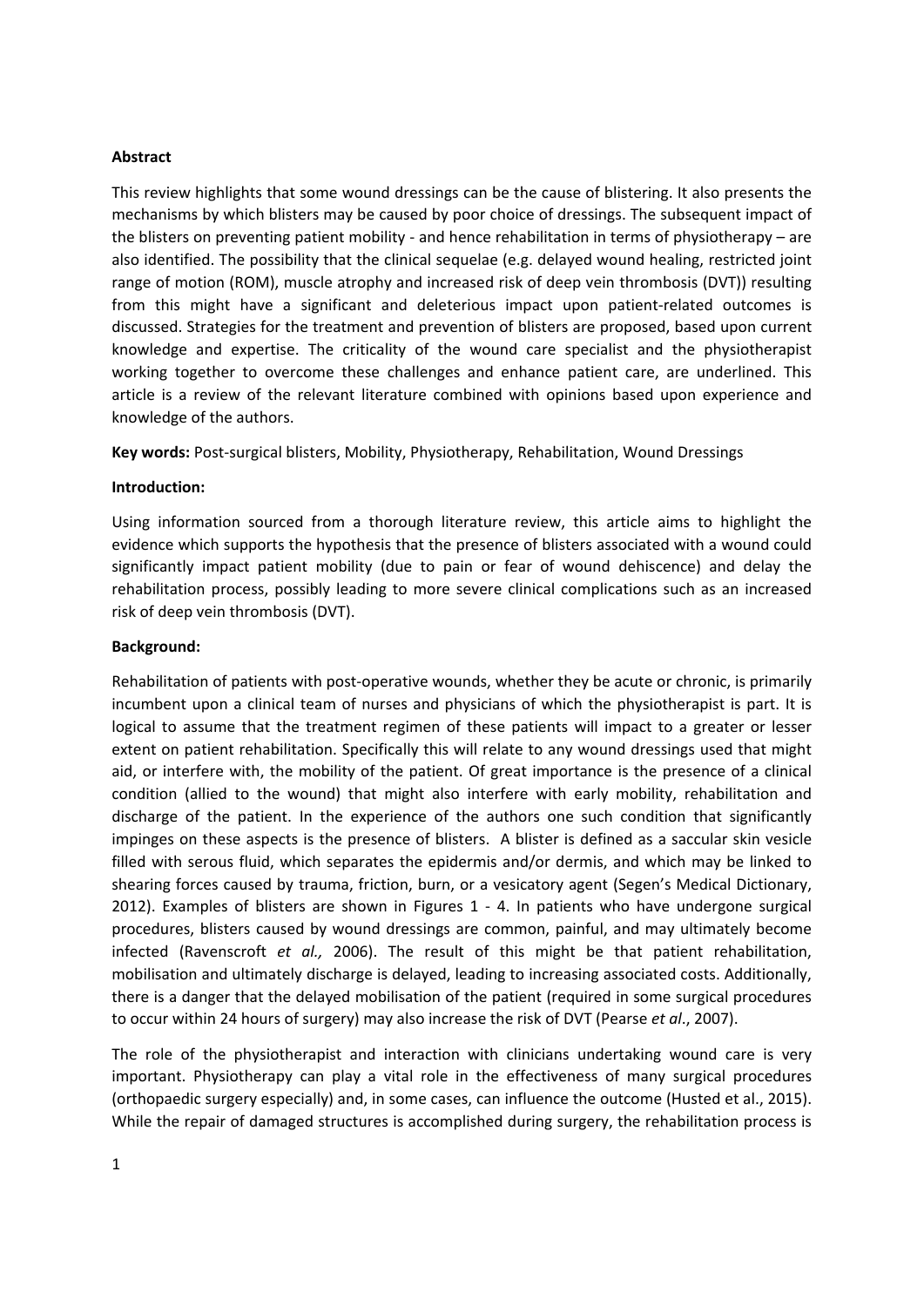**Abstract**

This review highlights that some wound dressings can be the cause of blistering. It also presents the mechanisms by which blisters may be caused by poor choice of dressings. The subsequent impact of the blisters on preventing patient mobility - and hence rehabilitation in terms of physiotherapy – are also identified. The possibility that the clinical sequelae (e.g. delayed wound healing, restricted joint range of motion (ROM), muscle atrophy and increased risk of deep vein thrombosis (DVT)) resulting from this might have a significant and deleterious impact upon patient-related outcomes is discussed. Strategies for the treatment and prevention of blisters are proposed, based upon current knowledge and expertise. The criticality of the wound care specialist and the physiotherapist working together to overcome these challenges and enhance patient care, are underlined. This article is a review of the relevant literature combined with opinions based upon experience and knowledge of the authors.

**Key words:** Post-surgical blisters, Mobility, Physiotherapy, Rehabilitation, Wound Dressings

**Introduction:**

Using information sourced from a thorough literature review, this article aims to highlight the evidence which supports the hypothesis that the presence of blisters associated with a wound could significantly impact patient mobility (due to pain or fear of wound dehiscence) and delay the rehabilitation process, possibly leading to more severe clinical complications such as an increased risk of deep vein thrombosis (DVT).

**Background:**

Rehabilitation of patients with post-operative wounds, whether they be acute or chronic, is primarily incumbent upon a clinical team of nurses and physicians of which the physiotherapist is part. It is logical to assume that the treatment regimen of these patients will impact to a greater or lesser extent on patient rehabilitation. Specifically this will relate to any wound dressings used that might aid, or interfere with, the mobility of the patient. Of great importance is the presence of a clinical condition (allied to the wound) that might also interfere with early mobility, rehabilitation and discharge of the patient. In the experience of the authors one such condition that significantly impinges on these aspects is the presence of blisters. A blister is defined as a saccular skin vesicle filled with serous fluid, which separates the epidermis and/or dermis, and which may be linked to shearing forces caused by trauma, friction, burn, or a vesicatory agent (Segen's Medical Dictionary, 2012). Examples of blisters are shown in Figures 1 - 4. In patients who have undergone surgical procedures, blisters caused by wound dressings are common, painful, and may ultimately become infected (Ravenscroft *et al.,* 2006). The result of this might be that patient rehabilitation, mobilisation and ultimately discharge is delayed, leading to increasing associated costs. Additionally, there is a danger that the delayed mobilisation of the patient (required in some surgical procedures to occur within 24 hours of surgery) may also increase the risk of DVT (Pearse *et al*., 2007).

The role of the physiotherapist and interaction with clinicians undertaking wound care is very important. Physiotherapy can play a vital role in the effectiveness of many surgical procedures (orthopaedic surgery especially) and, in some cases, can influence the outcome (Husted et al., 2015). While the repair of damaged structures is accomplished during surgery, the rehabilitation process is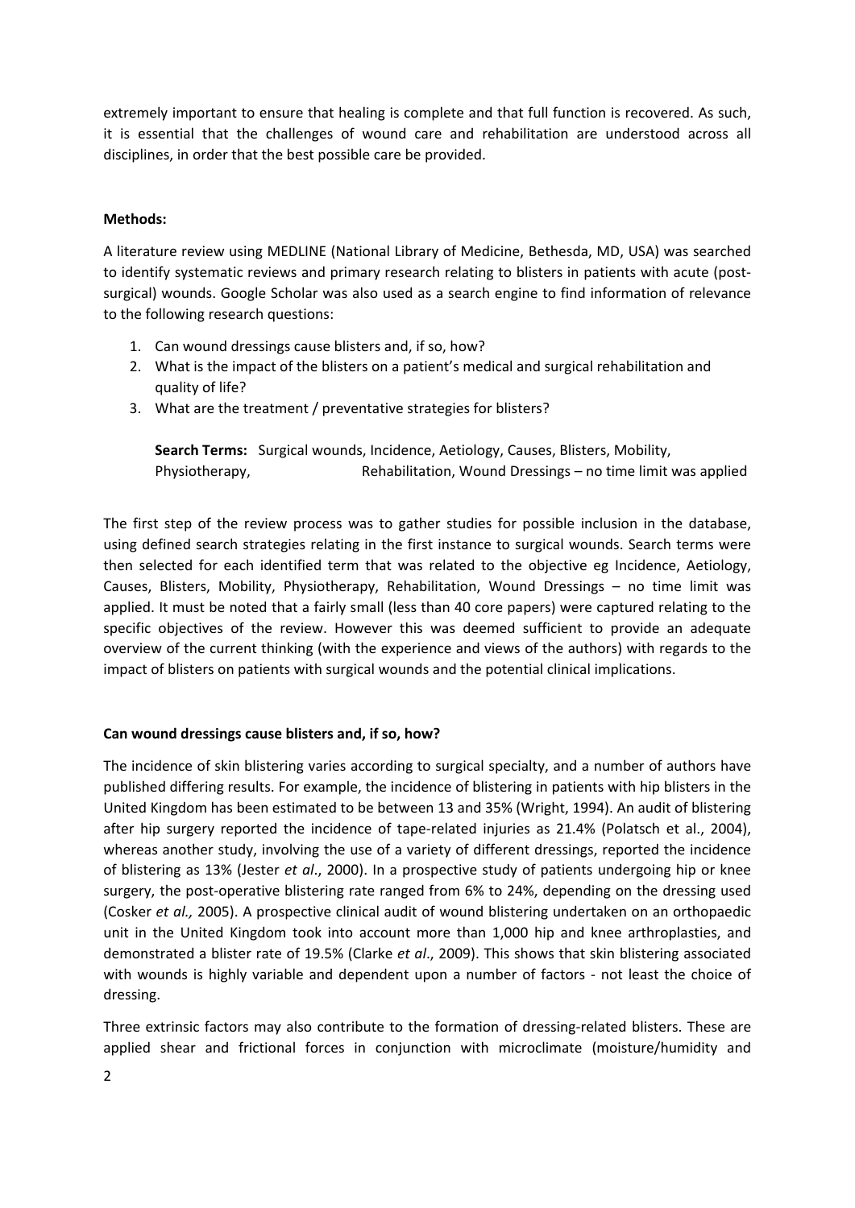extremely important to ensure that healing is complete and that full function is recovered. As such, it is essential that the challenges of wound care and rehabilitation are understood across all disciplines, in order that the best possible care be provided.

**Methods:**

A literature review using MEDLINE (National Library of Medicine, Bethesda, MD, USA) was searched to identify systematic reviews and primary research relating to blisters in patients with acute (post-surgical) wounds. Google Scholar was also used as a search engine to find information of relevance to the following research questions:

1. Can wound dressings cause blisters and, if so, how?
2. What is the impact of the blisters on a patient's medical and surgical rehabilitation and quality of life?
3. What are the treatment / preventative strategies for blisters?

**Search Terms:** Surgical wounds, Incidence, Aetiology, Causes, Blisters, Mobility, Physiotherapy, Rehabilitation, Wound Dressings – no time limit was applied

The first step of the review process was to gather studies for possible inclusion in the database, using defined search strategies relating in the first instance to surgical wounds. Search terms were then selected for each identified term that was related to the objective eg Incidence, Aetiology, Causes, Blisters, Mobility, Physiotherapy, Rehabilitation, Wound Dressings – no time limit was applied. It must be noted that a fairly small (less than 40 core papers) were captured relating to the specific objectives of the review. However this was deemed sufficient to provide an adequate overview of the current thinking (with the experience and views of the authors) with regards to the impact of blisters on patients with surgical wounds and the potential clinical implications.

**Can wound dressings cause blisters and, if so, how?**

The incidence of skin blistering varies according to surgical specialty, and a number of authors have published differing results. For example, the incidence of blistering in patients with hip blisters in the United Kingdom has been estimated to be between 13 and 35% (Wright, 1994). An audit of blistering after hip surgery reported the incidence of tape-related injuries as 21.4% (Polatsch et al., 2004), whereas another study, involving the use of a variety of different dressings, reported the incidence of blistering as 13% (Jester *et al*., 2000). In a prospective study of patients undergoing hip or knee surgery, the post-operative blistering rate ranged from 6% to 24%, depending on the dressing used (Cosker *et al.,* 2005). A prospective clinical audit of wound blistering undertaken on an orthopaedic unit in the United Kingdom took into account more than 1,000 hip and knee arthroplasties, and demonstrated a blister rate of 19.5% (Clarke *et al*., 2009). This shows that skin blistering associated with wounds is highly variable and dependent upon a number of factors - not least the choice of dressing.

Three extrinsic factors may also contribute to the formation of dressing-related blisters. These are applied shear and frictional forces in conjunction with microclimate (moisture/humidity and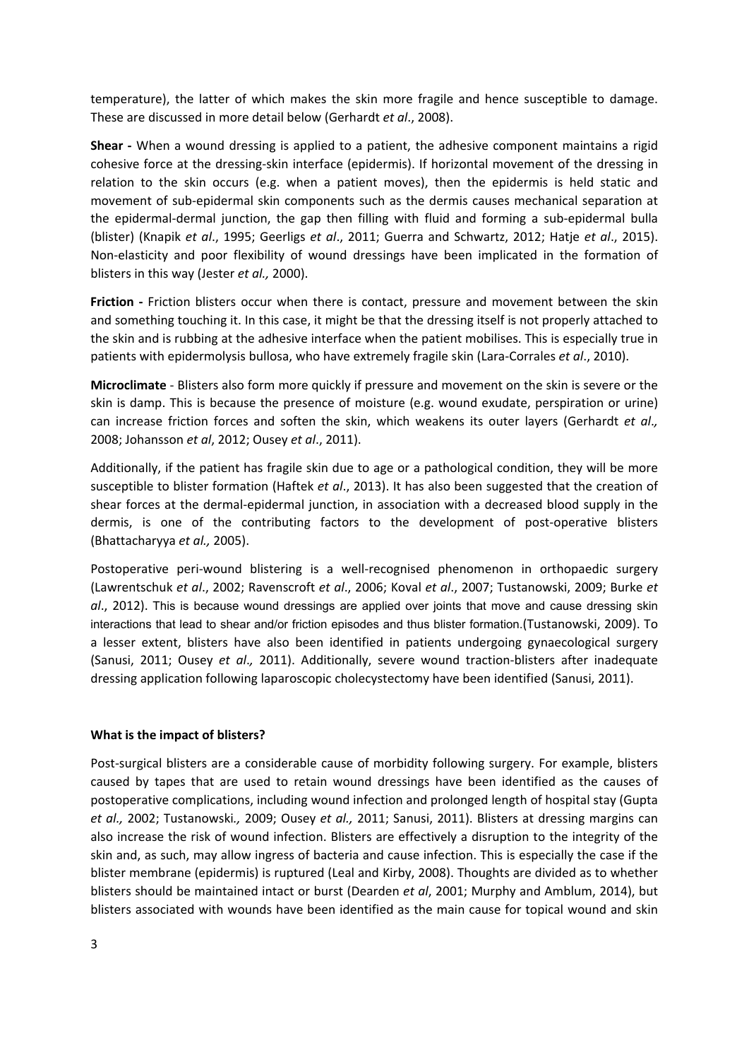temperature), the latter of which makes the skin more fragile and hence susceptible to damage. These are discussed in more detail below (Gerhardt *et al*., 2008).

**Shear -** When a wound dressing is applied to a patient, the adhesive component maintains a rigid cohesive force at the dressing-skin interface (epidermis). If horizontal movement of the dressing in relation to the skin occurs (e.g. when a patient moves), then the epidermis is held static and movement of sub-epidermal skin components such as the dermis causes mechanical separation at the epidermal-dermal junction, the gap then filling with fluid and forming a sub-epidermal bulla (blister) (Knapik *et al*., 1995; Geerligs *et al*., 2011; Guerra and Schwartz, 2012; Hatje *et al*., 2015). Non-elasticity and poor flexibility of wound dressings have been implicated in the formation of blisters in this way (Jester *et al.,* 2000).

**Friction -** Friction blisters occur when there is contact, pressure and movement between the skin and something touching it. In this case, it might be that the dressing itself is not properly attached to the skin and is rubbing at the adhesive interface when the patient mobilises. This is especially true in patients with epidermolysis bullosa, who have extremely fragile skin (Lara-Corrales *et al*., 2010).

**Microclimate** - Blisters also form more quickly if pressure and movement on the skin is severe or the skin is damp. This is because the presence of moisture (e.g. wound exudate, perspiration or urine) can increase friction forces and soften the skin, which weakens its outer layers (Gerhardt *et al*., 2008; Johansson *et al*, 2012; Ousey *et al*., 2011).

Additionally, if the patient has fragile skin due to age or a pathological condition, they will be more susceptible to blister formation (Haftek *et al*., 2013). It has also been suggested that the creation of shear forces at the dermal-epidermal junction, in association with a decreased blood supply in the dermis, is one of the contributing factors to the development of post-operative blisters (Bhattacharyya *et al.,* 2005).

Postoperative peri-wound blistering is a well-recognised phenomenon in orthopaedic surgery (Lawrentschuk *et al*., 2002; Ravenscroft *et al*., 2006; Koval *et al*., 2007; Tustanowski, 2009; Burke *et al*., 2012). This is because wound dressings are applied over joints that move and cause dressing skin interactions that lead to shear and/or friction episodes and thus blister formation.(Tustanowski, 2009). To a lesser extent, blisters have also been identified in patients undergoing gynaecological surgery (Sanusi, 2011; Ousey *et al*., 2011). Additionally, severe wound traction-blisters after inadequate dressing application following laparoscopic cholecystectomy have been identified (Sanusi, 2011).

**What is the impact of blisters?**

Post-surgical blisters are a considerable cause of morbidity following surgery. For example, blisters caused by tapes that are used to retain wound dressings have been identified as the causes of postoperative complications, including wound infection and prolonged length of hospital stay (Gupta *et al.,* 2002; Tustanowski*.,* 2009; Ousey *et al.,* 2011; Sanusi, 2011). Blisters at dressing margins can also increase the risk of wound infection. Blisters are effectively a disruption to the integrity of the skin and, as such, may allow ingress of bacteria and cause infection. This is especially the case if the blister membrane (epidermis) is ruptured (Leal and Kirby, 2008). Thoughts are divided as to whether blisters should be maintained intact or burst (Dearden *et al*, 2001; Murphy and Amblum, 2014), but blisters associated with wounds have been identified as the main cause for topical wound and skin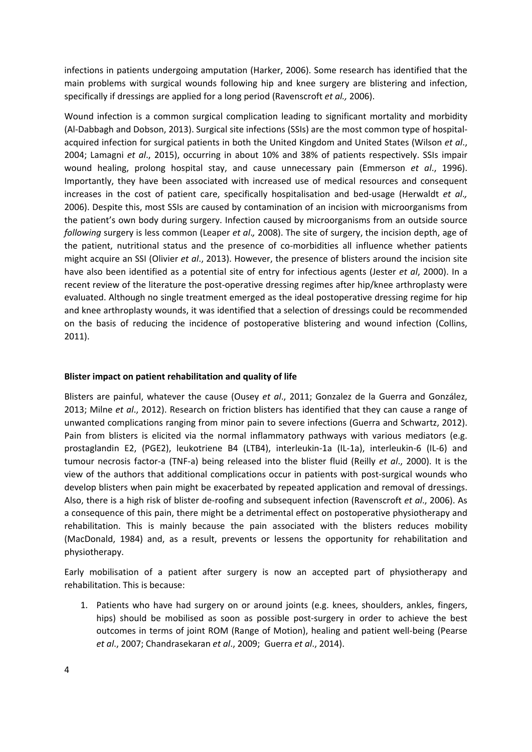infections in patients undergoing amputation (Harker, 2006). Some research has identified that the main problems with surgical wounds following hip and knee surgery are blistering and infection, specifically if dressings are applied for a long period (Ravenscroft *et al.,* 2006).

Wound infection is a common surgical complication leading to significant mortality and morbidity (Al-Dabbagh and Dobson, 2013). Surgical site infections (SSIs) are the most common type of hospital-acquired infection for surgical patients in both the United Kingdom and United States (Wilson *et al*., 2004; Lamagni *et al*., 2015), occurring in about 10% and 38% of patients respectively. SSIs impair wound healing, prolong hospital stay, and cause unnecessary pain (Emmerson *et al*., 1996). Importantly, they have been associated with increased use of medical resources and consequent increases in the cost of patient care, specifically hospitalisation and bed-usage (Herwaldt *et al.,* 2006). Despite this, most SSIs are caused by contamination of an incision with microorganisms from the patient's own body during surgery. Infection caused by microorganisms from an outside source *following* surgery is less common (Leaper *et al*.*,* 2008). The site of surgery, the incision depth, age of the patient, nutritional status and the presence of co-morbidities all influence whether patients might acquire an SSI (Olivier *et al*., 2013). However, the presence of blisters around the incision site have also been identified as a potential site of entry for infectious agents (Jester *et al*, 2000). In a recent review of the literature the post-operative dressing regimes after hip/knee arthroplasty were evaluated. Although no single treatment emerged as the ideal postoperative dressing regime for hip and knee arthroplasty wounds, it was identified that a selection of dressings could be recommended on the basis of reducing the incidence of postoperative blistering and wound infection (Collins, 2011).

**Blister impact on patient rehabilitation and quality of life**

Blisters are painful, whatever the cause (Ousey *et al*., 2011; Gonzalez de la Guerra and González, 2013; Milne *et al*., 2012). Research on friction blisters has identified that they can cause a range of unwanted complications ranging from minor pain to severe infections (Guerra and Schwartz, 2012). Pain from blisters is elicited via the normal inflammatory pathways with various mediators (e.g. prostaglandin E2, (PGE2), leukotriene B4 (LTB4), interleukin-1a (IL-1a), interleukin-6 (IL-6) and tumour necrosis factor-a (TNF-a) being released into the blister fluid (Reilly *et al*., 2000). It is the view of the authors that additional complications occur in patients with post-surgical wounds who develop blisters when pain might be exacerbated by repeated application and removal of dressings. Also, there is a high risk of blister de-roofing and subsequent infection (Ravenscroft *et al*., 2006). As a consequence of this pain, there might be a detrimental effect on postoperative physiotherapy and rehabilitation. This is mainly because the pain associated with the blisters reduces mobility (MacDonald, 1984) and, as a result, prevents or lessens the opportunity for rehabilitation and physiotherapy.

Early mobilisation of a patient after surgery is now an accepted part of physiotherapy and rehabilitation. This is because:

1. Patients who have had surgery on or around joints (e.g. knees, shoulders, ankles, fingers, hips) should be mobilised as soon as possible post-surgery in order to achieve the best outcomes in terms of joint ROM (Range of Motion), healing and patient well-being (Pearse *et al*., 2007; Chandrasekaran *et al*., 2009; Guerra *et al*., 2014).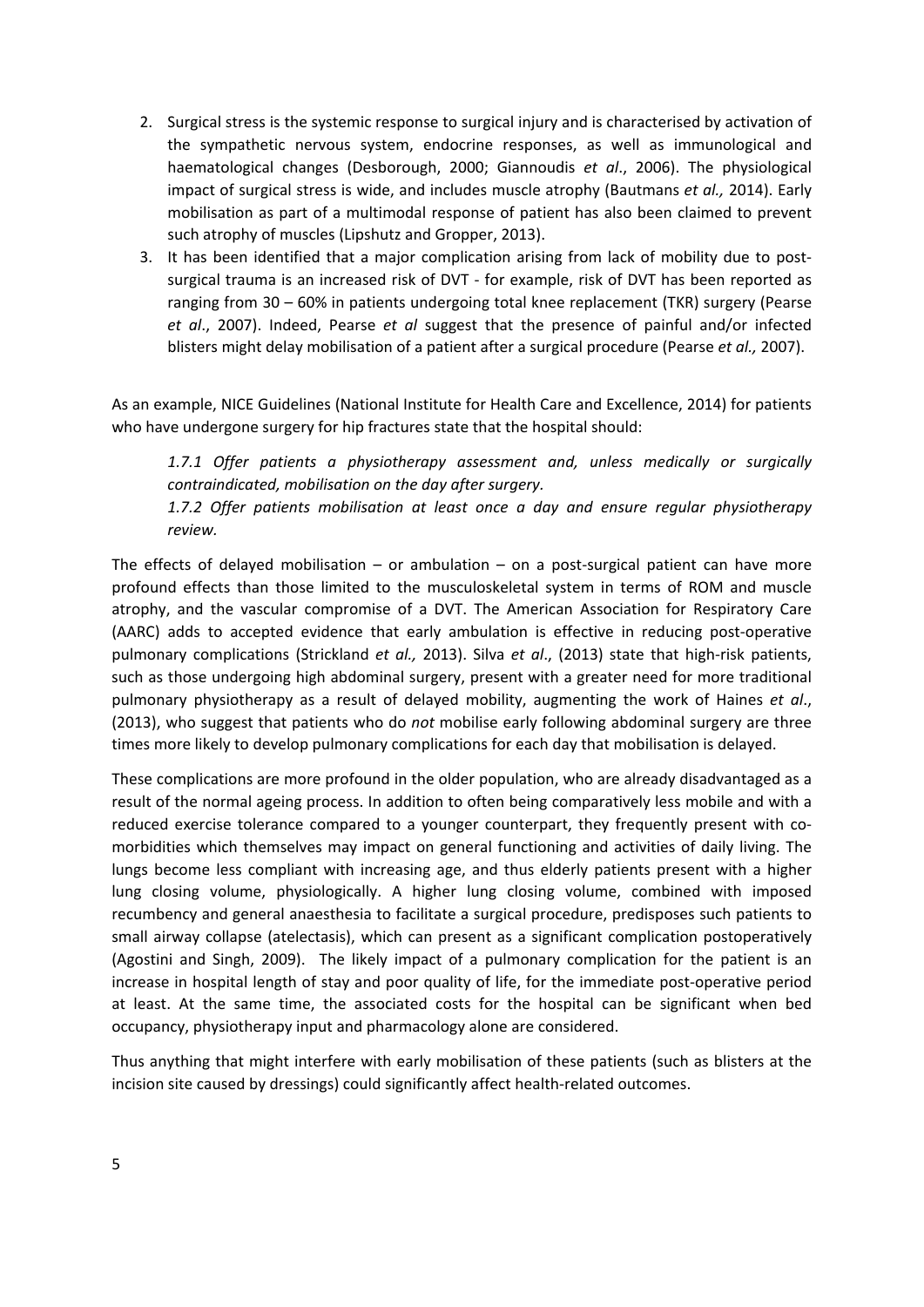2. Surgical stress is the systemic response to surgical injury and is characterised by activation of the sympathetic nervous system, endocrine responses, as well as immunological and haematological changes (Desborough, 2000; Giannoudis *et al*., 2006). The physiological impact of surgical stress is wide, and includes muscle atrophy (Bautmans *et al.,* 2014). Early mobilisation as part of a multimodal response of patient has also been claimed to prevent such atrophy of muscles (Lipshutz and Gropper, 2013).
3. It has been identified that a major complication arising from lack of mobility due to post-surgical trauma is an increased risk of DVT - for example, risk of DVT has been reported as ranging from 30 – 60% in patients undergoing total knee replacement (TKR) surgery (Pearse *et al*., 2007). Indeed, Pearse *et al* suggest that the presence of painful and/or infected blisters might delay mobilisation of a patient after a surgical procedure (Pearse *et al.,* 2007).

As an example, NICE Guidelines (National Institute for Health Care and Excellence, 2014) for patients who have undergone surgery for hip fractures state that the hospital should:

> *1.7.1 Offer patients a physiotherapy assessment and, unless medically or surgically contraindicated, mobilisation on the day after surgery.*
>
> *1.7.2 Offer patients mobilisation at least once a day and ensure regular physiotherapy review.*

The effects of delayed mobilisation – or ambulation – on a post-surgical patient can have more profound effects than those limited to the musculoskeletal system in terms of ROM and muscle atrophy, and the vascular compromise of a DVT. The American Association for Respiratory Care (AARC) adds to accepted evidence that early ambulation is effective in reducing post-operative pulmonary complications (Strickland *et al.,* 2013). Silva *et al*., (2013) state that high-risk patients, such as those undergoing high abdominal surgery, present with a greater need for more traditional pulmonary physiotherapy as a result of delayed mobility, augmenting the work of Haines *et al*., (2013), who suggest that patients who do *not* mobilise early following abdominal surgery are three times more likely to develop pulmonary complications for each day that mobilisation is delayed.

These complications are more profound in the older population, who are already disadvantaged as a result of the normal ageing process. In addition to often being comparatively less mobile and with a reduced exercise tolerance compared to a younger counterpart, they frequently present with co-morbidities which themselves may impact on general functioning and activities of daily living. The lungs become less compliant with increasing age, and thus elderly patients present with a higher lung closing volume, physiologically. A higher lung closing volume, combined with imposed recumbency and general anaesthesia to facilitate a surgical procedure, predisposes such patients to small airway collapse (atelectasis), which can present as a significant complication postoperatively (Agostini and Singh, 2009). The likely impact of a pulmonary complication for the patient is an increase in hospital length of stay and poor quality of life, for the immediate post-operative period at least. At the same time, the associated costs for the hospital can be significant when bed occupancy, physiotherapy input and pharmacology alone are considered.

Thus anything that might interfere with early mobilisation of these patients (such as blisters at the incision site caused by dressings) could significantly affect health-related outcomes.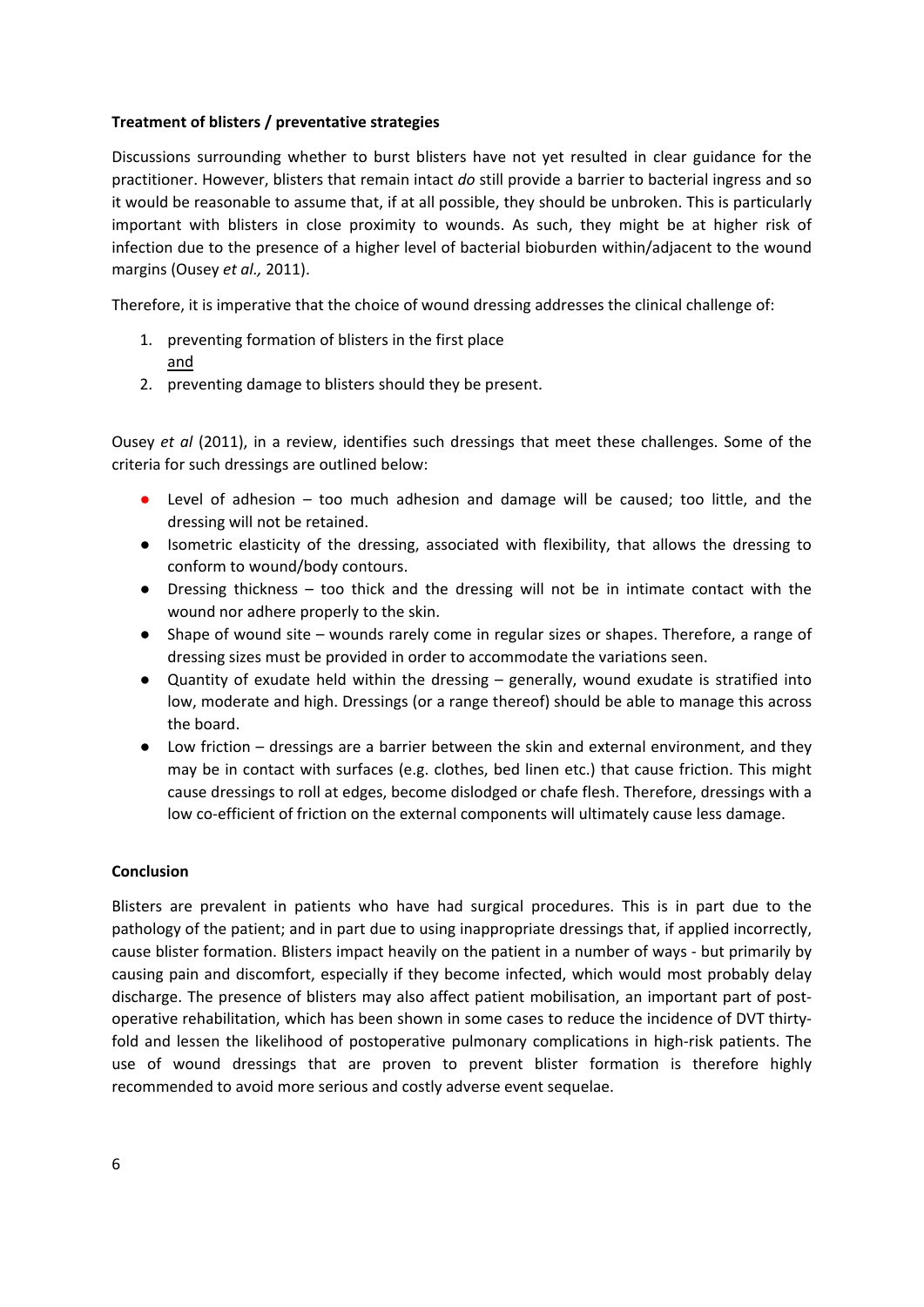**Treatment of blisters / preventative strategies**

Discussions surrounding whether to burst blisters have not yet resulted in clear guidance for the practitioner. However, blisters that remain intact *do* still provide a barrier to bacterial ingress and so it would be reasonable to assume that, if at all possible, they should be unbroken. This is particularly important with blisters in close proximity to wounds. As such, they might be at higher risk of infection due to the presence of a higher level of bacterial bioburden within/adjacent to the wound margins (Ousey *et al.,* 2011).

Therefore, it is imperative that the choice of wound dressing addresses the clinical challenge of:

1. preventing formation of blisters in the first place
   <u>and</u>
2. preventing damage to blisters should they be present.

Ousey *et al* (2011), in a review, identifies such dressings that meet these challenges. Some of the criteria for such dressings are outlined below:

- Level of adhesion – too much adhesion and damage will be caused; too little, and the dressing will not be retained.
- Isometric elasticity of the dressing, associated with flexibility, that allows the dressing to conform to wound/body contours.
- Dressing thickness – too thick and the dressing will not be in intimate contact with the wound nor adhere properly to the skin.
- Shape of wound site – wounds rarely come in regular sizes or shapes. Therefore, a range of dressing sizes must be provided in order to accommodate the variations seen.
- Quantity of exudate held within the dressing – generally, wound exudate is stratified into low, moderate and high. Dressings (or a range thereof) should be able to manage this across the board.
- Low friction – dressings are a barrier between the skin and external environment, and they may be in contact with surfaces (e.g. clothes, bed linen etc.) that cause friction. This might cause dressings to roll at edges, become dislodged or chafe flesh. Therefore, dressings with a low co-efficient of friction on the external components will ultimately cause less damage.

**Conclusion**

Blisters are prevalent in patients who have had surgical procedures. This is in part due to the pathology of the patient; and in part due to using inappropriate dressings that, if applied incorrectly, cause blister formation. Blisters impact heavily on the patient in a number of ways - but primarily by causing pain and discomfort, especially if they become infected, which would most probably delay discharge. The presence of blisters may also affect patient mobilisation, an important part of post-operative rehabilitation, which has been shown in some cases to reduce the incidence of DVT thirty-fold and lessen the likelihood of postoperative pulmonary complications in high-risk patients. The use of wound dressings that are proven to prevent blister formation is therefore highly recommended to avoid more serious and costly adverse event sequelae.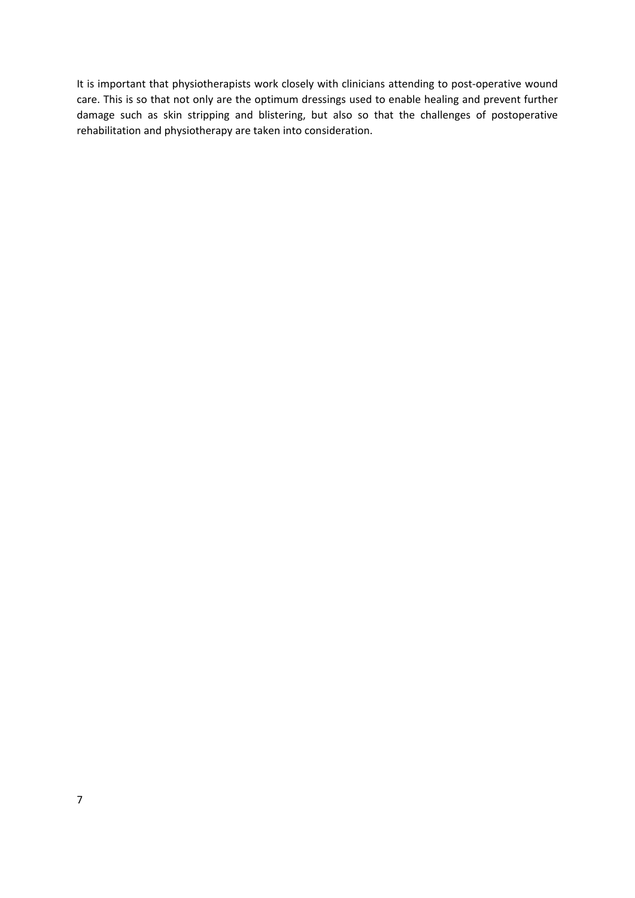It is important that physiotherapists work closely with clinicians attending to post-operative wound care. This is so that not only are the optimum dressings used to enable healing and prevent further damage such as skin stripping and blistering, but also so that the challenges of postoperative rehabilitation and physiotherapy are taken into consideration.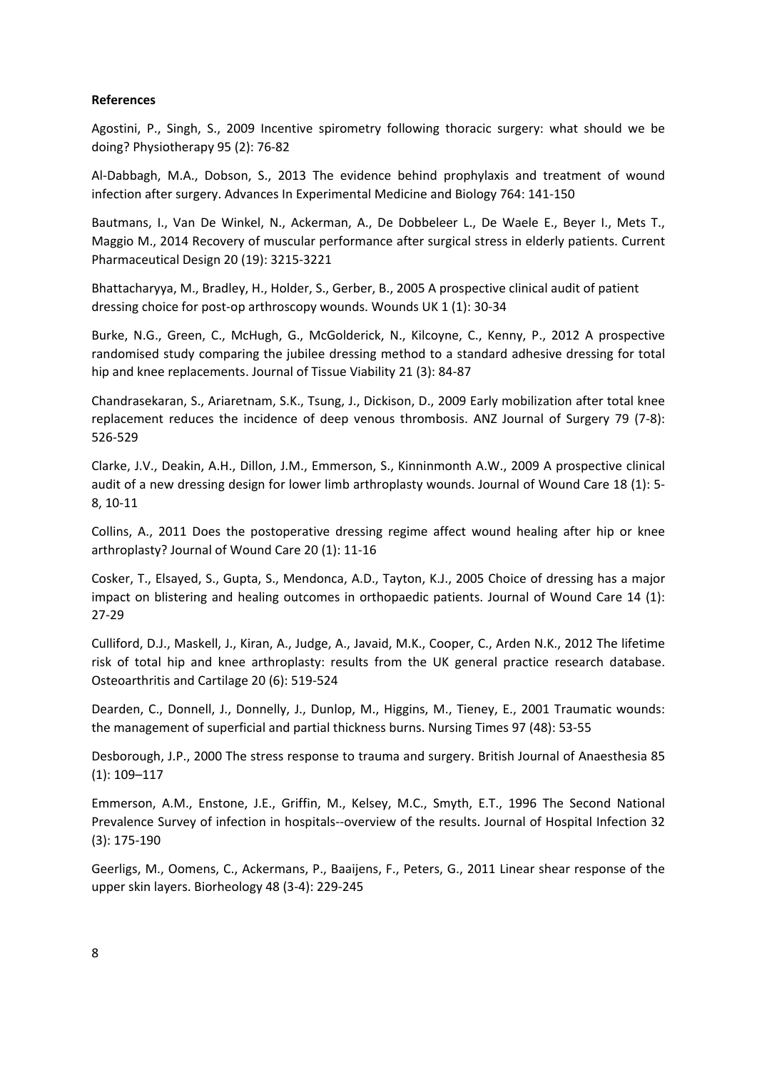**References**

Agostini, P., Singh, S., 2009 Incentive spirometry following thoracic surgery: what should we be doing? Physiotherapy 95 (2): 76-82

Al-Dabbagh, M.A., Dobson, S., 2013 The evidence behind prophylaxis and treatment of wound infection after surgery. Advances In Experimental Medicine and Biology 764: 141-150

Bautmans, I., Van De Winkel, N., Ackerman, A., De Dobbeleer L., De Waele E., Beyer I., Mets T., Maggio M., 2014 Recovery of muscular performance after surgical stress in elderly patients. Current Pharmaceutical Design 20 (19): 3215-3221

Bhattacharyya, M., Bradley, H., Holder, S., Gerber, B., 2005 A prospective clinical audit of patient dressing choice for post-op arthroscopy wounds. Wounds UK 1 (1): 30-34

Burke, N.G., Green, C., McHugh, G., McGolderick, N., Kilcoyne, C., Kenny, P., 2012 A prospective randomised study comparing the jubilee dressing method to a standard adhesive dressing for total hip and knee replacements. Journal of Tissue Viability 21 (3): 84-87

Chandrasekaran, S., Ariaretnam, S.K., Tsung, J., Dickison, D., 2009 Early mobilization after total knee replacement reduces the incidence of deep venous thrombosis. ANZ Journal of Surgery 79 (7-8): 526-529

Clarke, J.V., Deakin, A.H., Dillon, J.M., Emmerson, S., Kinninmonth A.W., 2009 A prospective clinical audit of a new dressing design for lower limb arthroplasty wounds. Journal of Wound Care 18 (1): 5-8, 10-11

Collins, A., 2011 Does the postoperative dressing regime affect wound healing after hip or knee arthroplasty? Journal of Wound Care 20 (1): 11-16

Cosker, T., Elsayed, S., Gupta, S., Mendonca, A.D., Tayton, K.J., 2005 Choice of dressing has a major impact on blistering and healing outcomes in orthopaedic patients. Journal of Wound Care 14 (1): 27-29

Culliford, D.J., Maskell, J., Kiran, A., Judge, A., Javaid, M.K., Cooper, C., Arden N.K., 2012 The lifetime risk of total hip and knee arthroplasty: results from the UK general practice research database. Osteoarthritis and Cartilage 20 (6): 519-524

Dearden, C., Donnell, J., Donnelly, J., Dunlop, M., Higgins, M., Tieney, E., 2001 Traumatic wounds: the management of superficial and partial thickness burns. Nursing Times 97 (48): 53-55

Desborough, J.P., 2000 The stress response to trauma and surgery. British Journal of Anaesthesia 85 (1): 109–117

Emmerson, A.M., Enstone, J.E., Griffin, M., Kelsey, M.C., Smyth, E.T., 1996 The Second National Prevalence Survey of infection in hospitals--overview of the results. Journal of Hospital Infection 32 (3): 175-190

Geerligs, M., Oomens, C., Ackermans, P., Baaijens, F., Peters, G., 2011 Linear shear response of the upper skin layers. Biorheology 48 (3-4): 229-245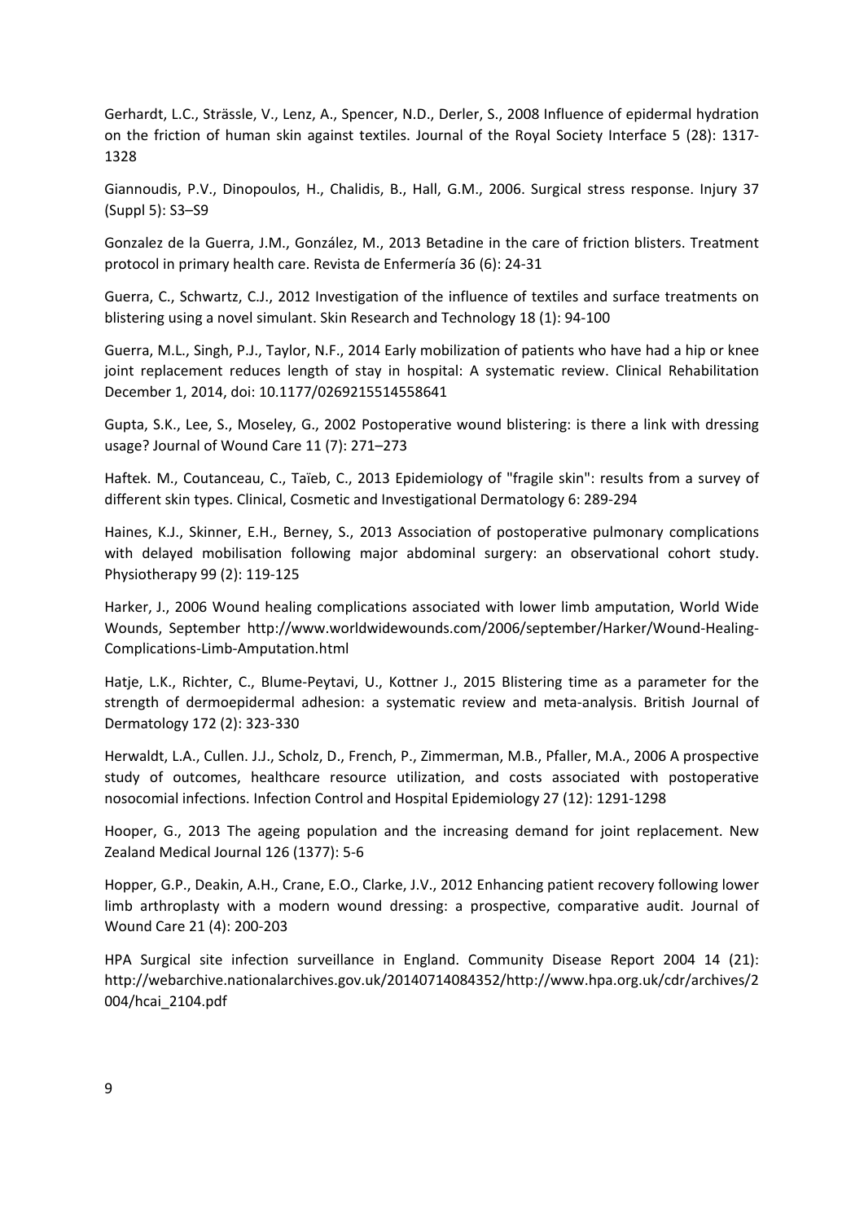Gerhardt, L.C., Strässle, V., Lenz, A., Spencer, N.D., Derler, S., 2008 Influence of epidermal hydration on the friction of human skin against textiles. Journal of the Royal Society Interface 5 (28): 1317-1328

Giannoudis, P.V., Dinopoulos, H., Chalidis, B., Hall, G.M., 2006. Surgical stress response. Injury 37 (Suppl 5): S3–S9

Gonzalez de la Guerra, J.M., González, M., 2013 Betadine in the care of friction blisters. Treatment protocol in primary health care. Revista de Enfermería 36 (6): 24-31

Guerra, C., Schwartz, C.J., 2012 Investigation of the influence of textiles and surface treatments on blistering using a novel simulant. Skin Research and Technology 18 (1): 94-100

Guerra, M.L., Singh, P.J., Taylor, N.F., 2014 Early mobilization of patients who have had a hip or knee joint replacement reduces length of stay in hospital: A systematic review. Clinical Rehabilitation December 1, 2014, doi: 10.1177/0269215514558641

Gupta, S.K., Lee, S., Moseley, G., 2002 Postoperative wound blistering: is there a link with dressing usage? Journal of Wound Care 11 (7): 271–273

Haftek. M., Coutanceau, C., Taïeb, C., 2013 Epidemiology of "fragile skin": results from a survey of different skin types. Clinical, Cosmetic and Investigational Dermatology 6: 289-294

Haines, K.J., Skinner, E.H., Berney, S., 2013 Association of postoperative pulmonary complications with delayed mobilisation following major abdominal surgery: an observational cohort study. Physiotherapy 99 (2): 119-125

Harker, J., 2006 Wound healing complications associated with lower limb amputation, World Wide Wounds, September http://www.worldwidewounds.com/2006/september/Harker/Wound-Healing-Complications-Limb-Amputation.html

Hatje, L.K., Richter, C., Blume-Peytavi, U., Kottner J., 2015 Blistering time as a parameter for the strength of dermoepidermal adhesion: a systematic review and meta-analysis. British Journal of Dermatology 172 (2): 323-330

Herwaldt, L.A., Cullen. J.J., Scholz, D., French, P., Zimmerman, M.B., Pfaller, M.A., 2006 A prospective study of outcomes, healthcare resource utilization, and costs associated with postoperative nosocomial infections. Infection Control and Hospital Epidemiology 27 (12): 1291-1298

Hooper, G., 2013 The ageing population and the increasing demand for joint replacement. New Zealand Medical Journal 126 (1377): 5-6

Hopper, G.P., Deakin, A.H., Crane, E.O., Clarke, J.V., 2012 Enhancing patient recovery following lower limb arthroplasty with a modern wound dressing: a prospective, comparative audit. Journal of Wound Care 21 (4): 200-203

HPA Surgical site infection surveillance in England. Community Disease Report 2004 14 (21): http://webarchive.nationalarchives.gov.uk/20140714084352/http://www.hpa.org.uk/cdr/archives/2004/hcai_2104.pdf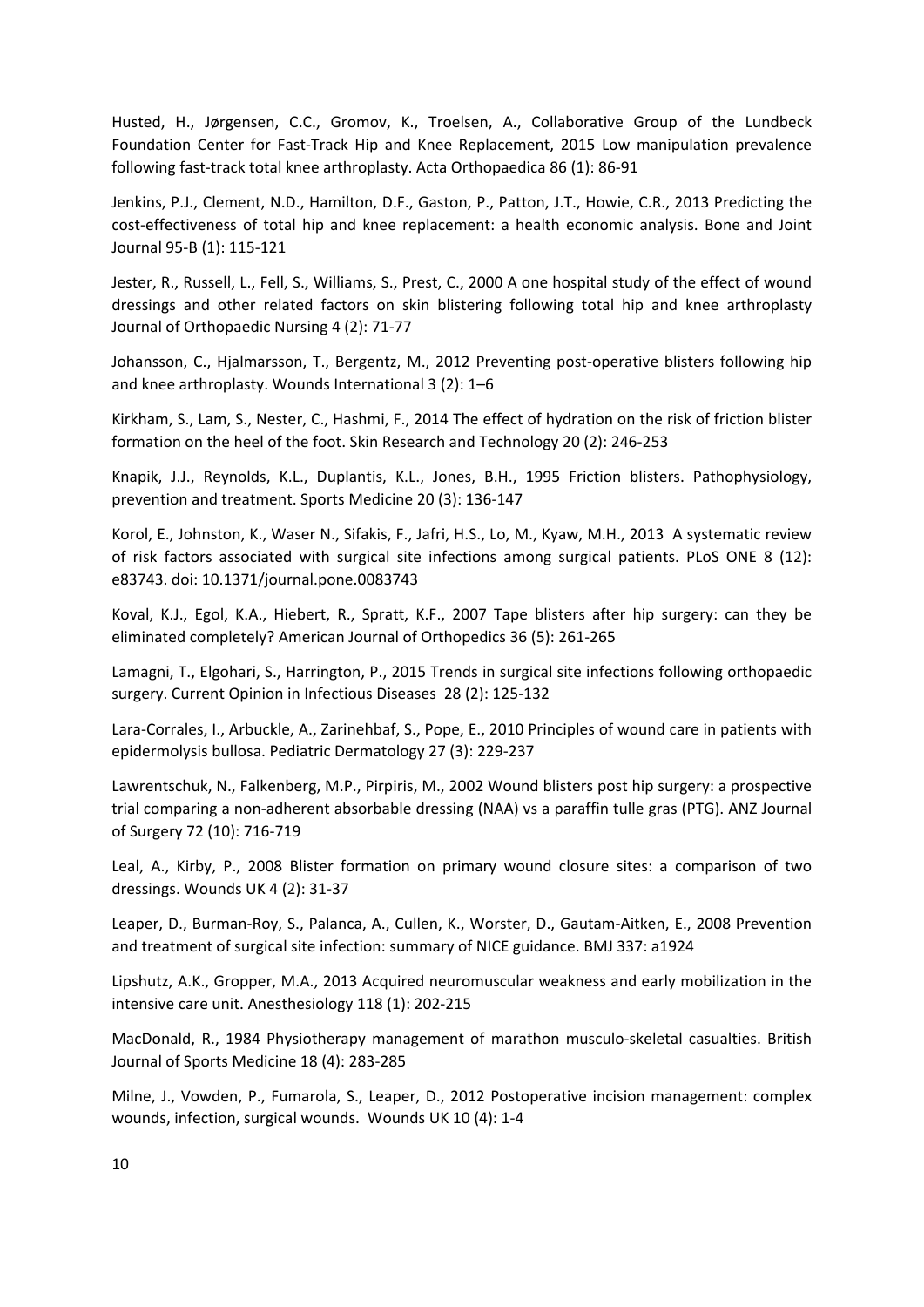Husted, H., Jørgensen, C.C., Gromov, K., Troelsen, A., Collaborative Group of the Lundbeck Foundation Center for Fast-Track Hip and Knee Replacement, 2015 Low manipulation prevalence following fast-track total knee arthroplasty. Acta Orthopaedica 86 (1): 86-91

Jenkins, P.J., Clement, N.D., Hamilton, D.F., Gaston, P., Patton, J.T., Howie, C.R., 2013 Predicting the cost-effectiveness of total hip and knee replacement: a health economic analysis. Bone and Joint Journal 95-B (1): 115-121

Jester, R., Russell, L., Fell, S., Williams, S., Prest, C., 2000 A one hospital study of the effect of wound dressings and other related factors on skin blistering following total hip and knee arthroplasty Journal of Orthopaedic Nursing 4 (2): 71-77

Johansson, C., Hjalmarsson, T., Bergentz, M., 2012 Preventing post-operative blisters following hip and knee arthroplasty. Wounds International 3 (2): 1–6

Kirkham, S., Lam, S., Nester, C., Hashmi, F., 2014 The effect of hydration on the risk of friction blister formation on the heel of the foot. Skin Research and Technology 20 (2): 246-253

Knapik, J.J., Reynolds, K.L., Duplantis, K.L., Jones, B.H., 1995 Friction blisters. Pathophysiology, prevention and treatment. Sports Medicine 20 (3): 136-147

Korol, E., Johnston, K., Waser N., Sifakis, F., Jafri, H.S., Lo, M., Kyaw, M.H., 2013 A systematic review of risk factors associated with surgical site infections among surgical patients. PLoS ONE 8 (12): e83743. doi: 10.1371/journal.pone.0083743

Koval, K.J., Egol, K.A., Hiebert, R., Spratt, K.F., 2007 Tape blisters after hip surgery: can they be eliminated completely? American Journal of Orthopedics 36 (5): 261-265

Lamagni, T., Elgohari, S., Harrington, P., 2015 Trends in surgical site infections following orthopaedic surgery. Current Opinion in Infectious Diseases 28 (2): 125-132

Lara-Corrales, I., Arbuckle, A., Zarinehbaf, S., Pope, E., 2010 Principles of wound care in patients with epidermolysis bullosa. Pediatric Dermatology 27 (3): 229-237

Lawrentschuk, N., Falkenberg, M.P., Pirpiris, M., 2002 Wound blisters post hip surgery: a prospective trial comparing a non-adherent absorbable dressing (NAA) vs a paraffin tulle gras (PTG). ANZ Journal of Surgery 72 (10): 716-719

Leal, A., Kirby, P., 2008 Blister formation on primary wound closure sites: a comparison of two dressings. Wounds UK 4 (2): 31-37

Leaper, D., Burman-Roy, S., Palanca, A., Cullen, K., Worster, D., Gautam-Aitken, E., 2008 Prevention and treatment of surgical site infection: summary of NICE guidance. BMJ 337: a1924

Lipshutz, A.K., Gropper, M.A., 2013 Acquired neuromuscular weakness and early mobilization in the intensive care unit. Anesthesiology 118 (1): 202-215

MacDonald, R., 1984 Physiotherapy management of marathon musculo-skeletal casualties. British Journal of Sports Medicine 18 (4): 283-285

Milne, J., Vowden, P., Fumarola, S., Leaper, D., 2012 Postoperative incision management: complex wounds, infection, surgical wounds. Wounds UK 10 (4): 1-4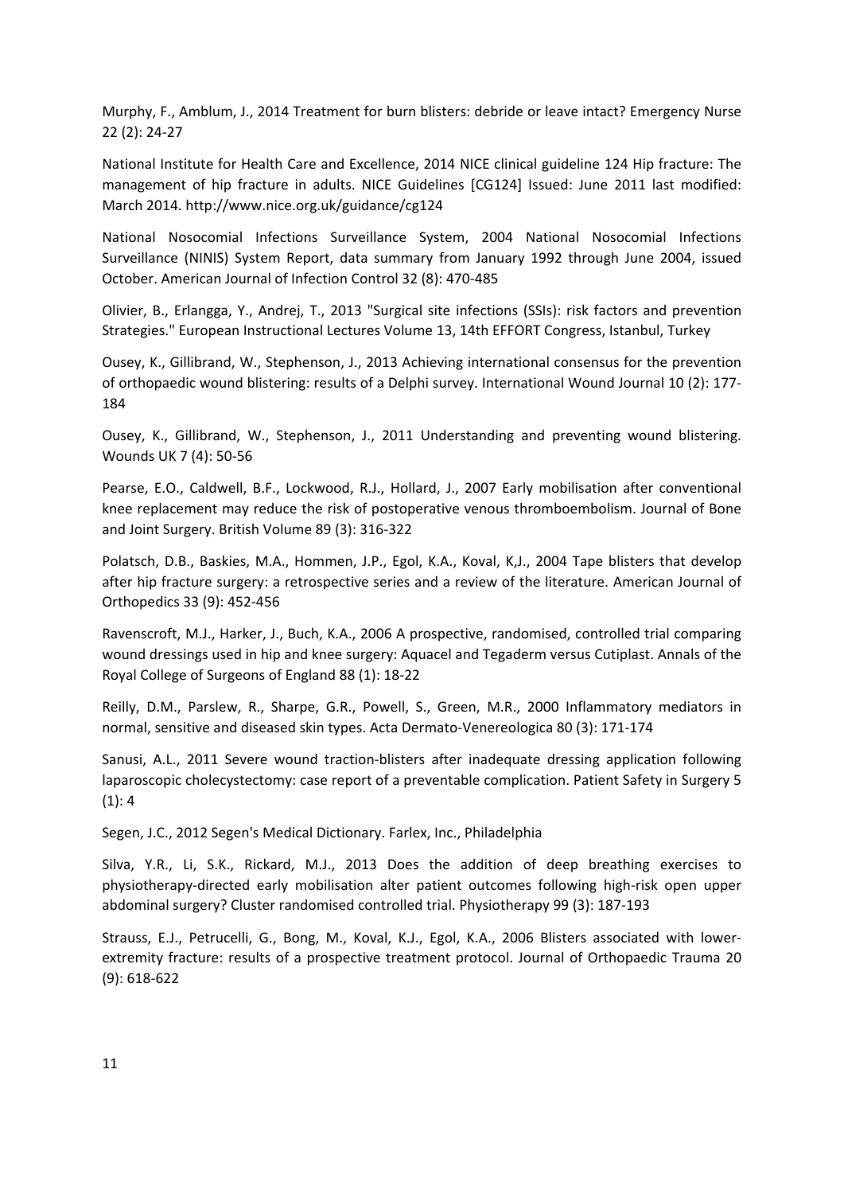Murphy, F., Amblum, J., 2014 Treatment for burn blisters: debride or leave intact? Emergency Nurse 22 (2): 24-27

National Institute for Health Care and Excellence, 2014 NICE clinical guideline 124 Hip fracture: The management of hip fracture in adults. NICE Guidelines [CG124] Issued: June 2011 last modified: March 2014. http://www.nice.org.uk/guidance/cg124

National Nosocomial Infections Surveillance System, 2004 National Nosocomial Infections Surveillance (NINIS) System Report, data summary from January 1992 through June 2004, issued October. American Journal of Infection Control 32 (8): 470-485

Olivier, B., Erlangga, Y., Andrej, T., 2013 "Surgical site infections (SSIs): risk factors and prevention Strategies." European Instructional Lectures Volume 13, 14th EFFORT Congress, Istanbul, Turkey

Ousey, K., Gillibrand, W., Stephenson, J., 2013 Achieving international consensus for the prevention of orthopaedic wound blistering: results of a Delphi survey. International Wound Journal 10 (2): 177-184

Ousey, K., Gillibrand, W., Stephenson, J., 2011 Understanding and preventing wound blistering. Wounds UK 7 (4): 50-56

Pearse, E.O., Caldwell, B.F., Lockwood, R.J., Hollard, J., 2007 Early mobilisation after conventional knee replacement may reduce the risk of postoperative venous thromboembolism. Journal of Bone and Joint Surgery. British Volume 89 (3): 316-322

Polatsch, D.B., Baskies, M.A., Hommen, J.P., Egol, K.A., Koval, K,J., 2004 Tape blisters that develop after hip fracture surgery: a retrospective series and a review of the literature. American Journal of Orthopedics 33 (9): 452-456

Ravenscroft, M.J., Harker, J., Buch, K.A., 2006 A prospective, randomised, controlled trial comparing wound dressings used in hip and knee surgery: Aquacel and Tegaderm versus Cutiplast. Annals of the Royal College of Surgeons of England 88 (1): 18-22

Reilly, D.M., Parslew, R., Sharpe, G.R., Powell, S., Green, M.R., 2000 Inflammatory mediators in normal, sensitive and diseased skin types. Acta Dermato-Venereologica 80 (3): 171-174

Sanusi, A.L., 2011 Severe wound traction-blisters after inadequate dressing application following laparoscopic cholecystectomy: case report of a preventable complication. Patient Safety in Surgery 5 (1): 4

Segen, J.C., 2012 Segen's Medical Dictionary. Farlex, Inc., Philadelphia

Silva, Y.R., Li, S.K., Rickard, M.J., 2013 Does the addition of deep breathing exercises to physiotherapy-directed early mobilisation alter patient outcomes following high-risk open upper abdominal surgery? Cluster randomised controlled trial. Physiotherapy 99 (3): 187-193

Strauss, E.J., Petrucelli, G., Bong, M., Koval, K.J., Egol, K.A., 2006 Blisters associated with lower-extremity fracture: results of a prospective treatment protocol. Journal of Orthopaedic Trauma 20 (9): 618-622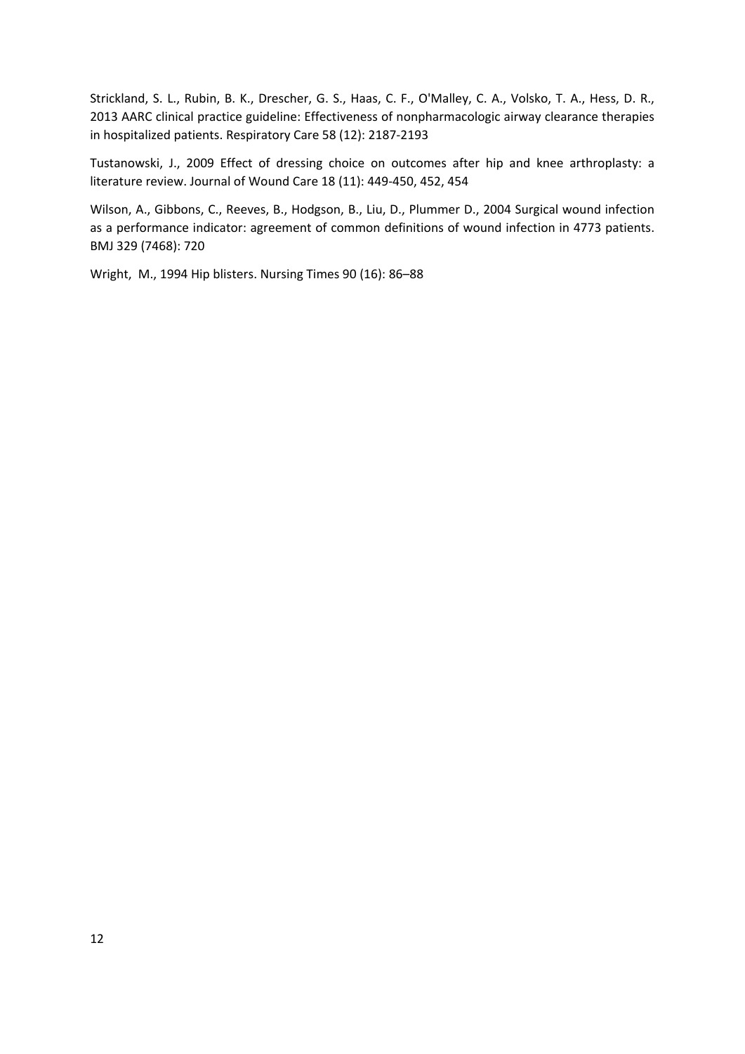Strickland, S. L., Rubin, B. K., Drescher, G. S., Haas, C. F., O'Malley, C. A., Volsko, T. A., Hess, D. R., 2013 AARC clinical practice guideline: Effectiveness of nonpharmacologic airway clearance therapies in hospitalized patients. Respiratory Care 58 (12): 2187-2193

Tustanowski, J., 2009 Effect of dressing choice on outcomes after hip and knee arthroplasty: a literature review. Journal of Wound Care 18 (11): 449-450, 452, 454

Wilson, A., Gibbons, C., Reeves, B., Hodgson, B., Liu, D., Plummer D., 2004 Surgical wound infection as a performance indicator: agreement of common definitions of wound infection in 4773 patients. BMJ 329 (7468): 720

Wright, M., 1994 Hip blisters. Nursing Times 90 (16): 86–88